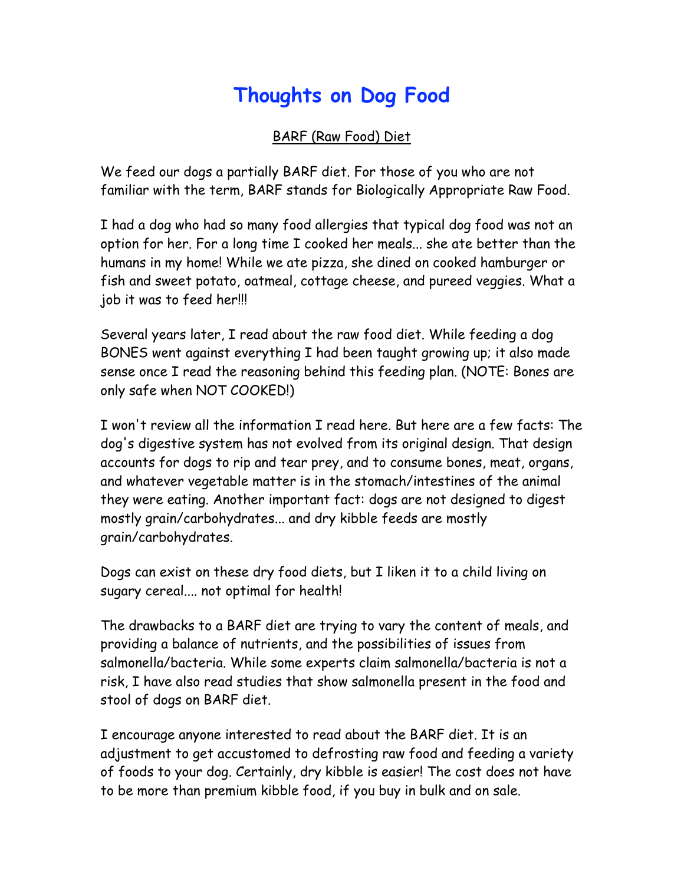# Thoughts on Dog Food

## BARF (Raw Food) Diet

We feed our dogs a partially BARF diet. For those of you who are not familiar with the term, BARF stands for Biologically Appropriate Raw Food.

I had a dog who had so many food allergies that typical dog food was not an option for her. For a long time I cooked her meals... she ate better than the humans in my home! While we ate pizza, she dined on cooked hamburger or fish and sweet potato, oatmeal, cottage cheese, and pureed veggies. What a job it was to feed her!!!

Several years later, I read about the raw food diet. While feeding a dog BONES went against everything I had been taught growing up; it also made sense once I read the reasoning behind this feeding plan. (NOTE: Bones are only safe when NOT COOKED!)

I won't review all the information I read here. But here are a few facts: The dog's digestive system has not evolved from its original design. That design accounts for dogs to rip and tear prey, and to consume bones, meat, organs, and whatever vegetable matter is in the stomach/intestines of the animal they were eating. Another important fact: dogs are not designed to digest mostly grain/carbohydrates... and dry kibble feeds are mostly grain/carbohydrates.

Dogs can exist on these dry food diets, but I liken it to a child living on sugary cereal.... not optimal for health!

The drawbacks to a BARF diet are trying to vary the content of meals, and providing a balance of nutrients, and the possibilities of issues from salmonella/bacteria. While some experts claim salmonella/bacteria is not a risk, I have also read studies that show salmonella present in the food and stool of dogs on BARF diet.

I encourage anyone interested to read about the BARF diet. It is an adjustment to get accustomed to defrosting raw food and feeding a variety of foods to your dog. Certainly, dry kibble is easier! The cost does not have to be more than premium kibble food, if you buy in bulk and on sale.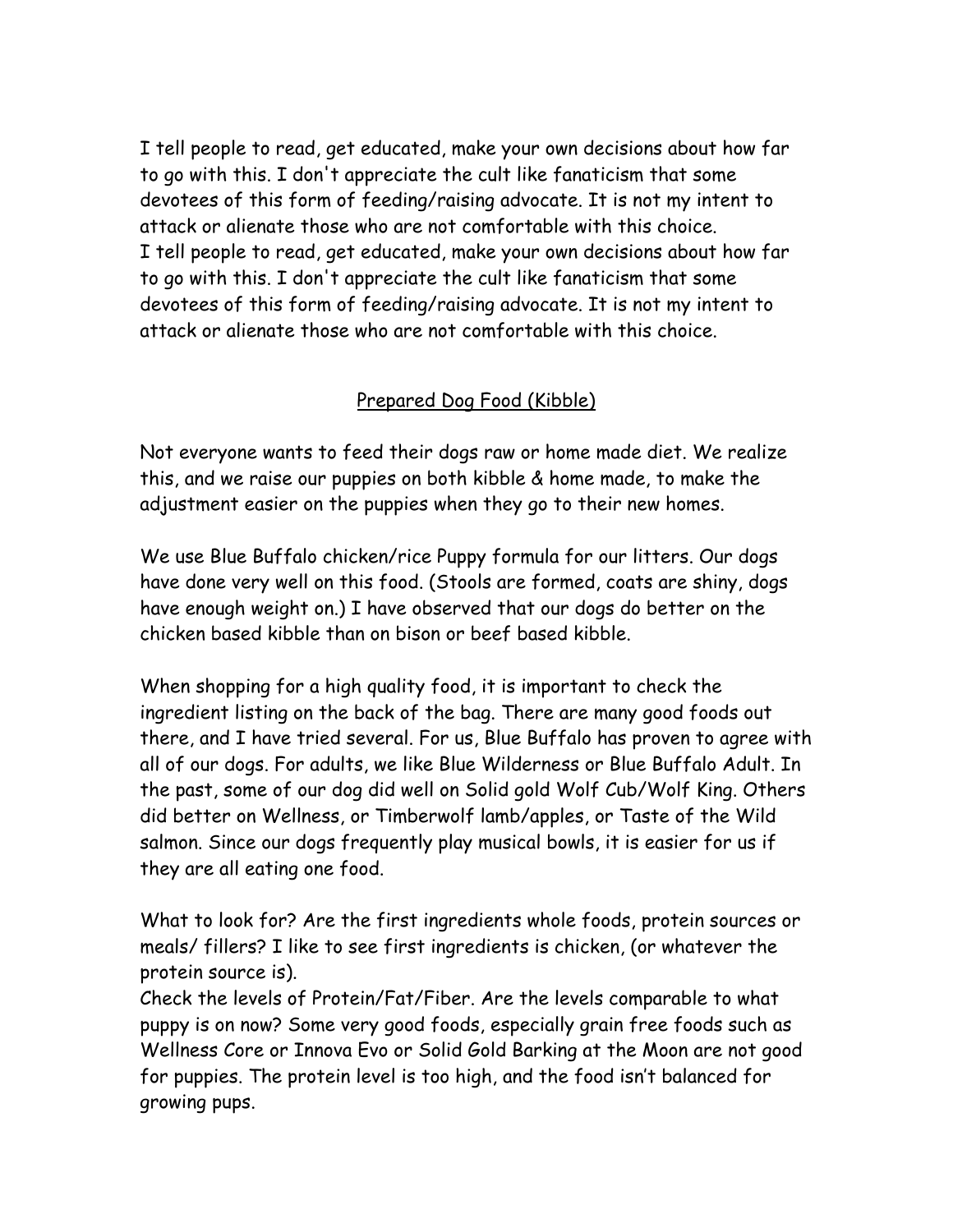I tell people to read, get educated, make your own decisions about how far to go with this. I don't appreciate the cult like fanaticism that some devotees of this form of feeding/raising advocate. It is not my intent to attack or alienate those who are not comfortable with this choice.
I tell people to read, get educated, make your own decisions about how far to go with this. I don't appreciate the cult like fanaticism that some devotees of this form of feeding/raising advocate. It is not my intent to attack or alienate those who are not comfortable with this choice.

## Prepared Dog Food (Kibble)

Not everyone wants to feed their dogs raw or home made diet. We realize this, and we raise our puppies on both kibble & home made, to make the adjustment easier on the puppies when they go to their new homes.

We use Blue Buffalo chicken/rice Puppy formula for our litters. Our dogs have done very well on this food. (Stools are formed, coats are shiny, dogs have enough weight on.) I have observed that our dogs do better on the chicken based kibble than on bison or beef based kibble.

When shopping for a high quality food, it is important to check the ingredient listing on the back of the bag. There are many good foods out there, and I have tried several. For us, Blue Buffalo has proven to agree with all of our dogs. For adults, we like Blue Wilderness or Blue Buffalo Adult. In the past, some of our dog did well on Solid gold Wolf Cub/Wolf King. Others did better on Wellness, or Timberwolf lamb/apples, or Taste of the Wild salmon. Since our dogs frequently play musical bowls, it is easier for us if they are all eating one food.

What to look for? Are the first ingredients whole foods, protein sources or meals/ fillers? I like to see first ingredients is chicken, (or whatever the protein source is).
Check the levels of Protein/Fat/Fiber. Are the levels comparable to what puppy is on now? Some very good foods, especially grain free foods such as Wellness Core or Innova Evo or Solid Gold Barking at the Moon are not good for puppies. The protein level is too high, and the food isn't balanced for growing pups.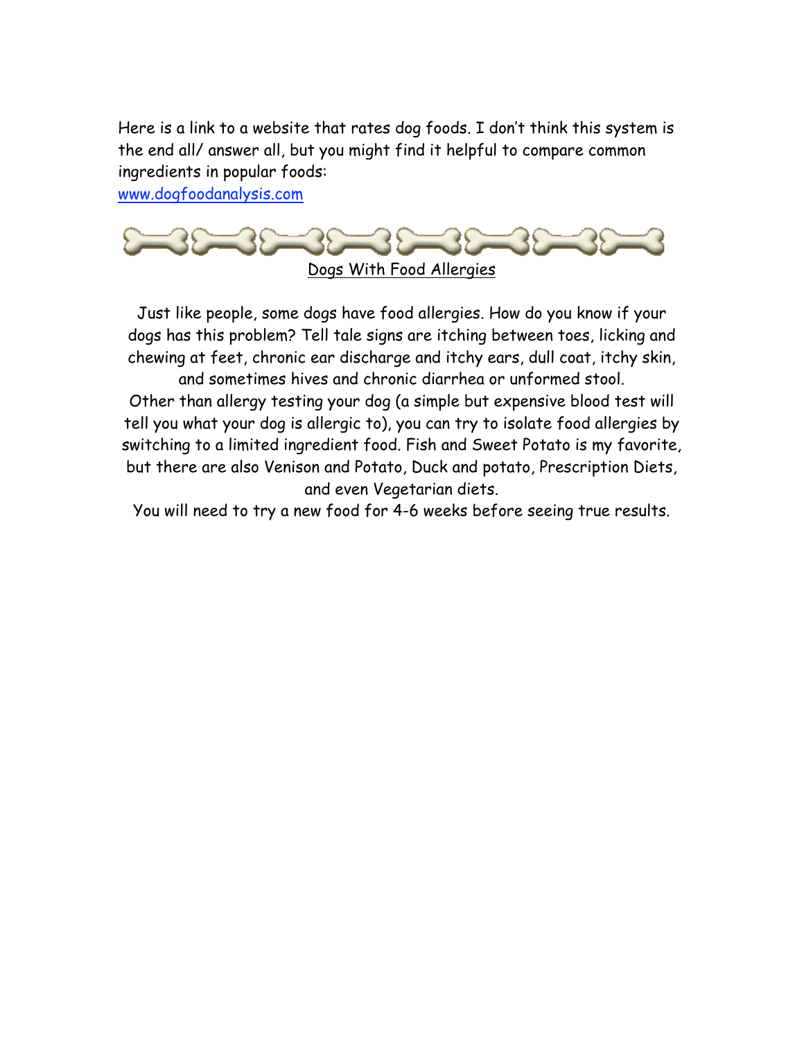Here is a link to a website that rates dog foods. I don't think this system is the end all/ answer all, but you might find it helpful to compare common ingredients in popular foods:
[www.dogfoodanalysis.com](http://www.dogfoodanalysis.com)

## Dogs With Food Allergies

Just like people, some dogs have food allergies. How do you know if your dogs has this problem? Tell tale signs are itching between toes, licking and chewing at feet, chronic ear discharge and itchy ears, dull coat, itchy skin, and sometimes hives and chronic diarrhea or unformed stool.

Other than allergy testing your dog (a simple but expensive blood test will tell you what your dog is allergic to), you can try to isolate food allergies by switching to a limited ingredient food. Fish and Sweet Potato is my favorite, but there are also Venison and Potato, Duck and potato, Prescription Diets, and even Vegetarian diets.

You will need to try a new food for 4-6 weeks before seeing true results.